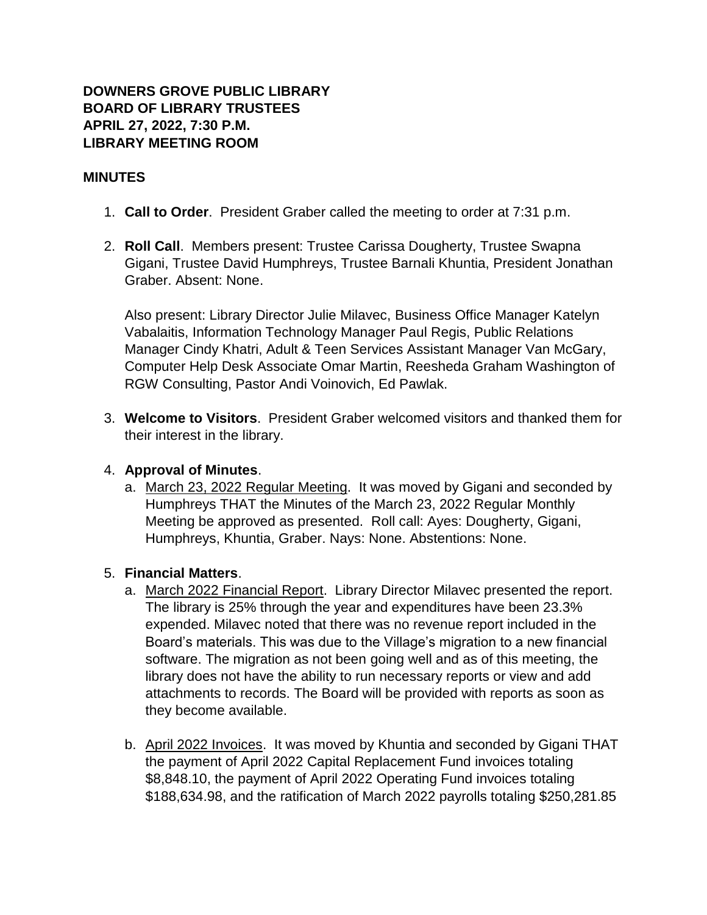**DOWNERS GROVE PUBLIC LIBRARY**
**BOARD OF LIBRARY TRUSTEES**
**APRIL 27, 2022, 7:30 P.M.**
**LIBRARY MEETING ROOM**

**MINUTES**

1. **Call to Order**. President Graber called the meeting to order at 7:31 p.m.

2. **Roll Call**. Members present: Trustee Carissa Dougherty, Trustee Swapna Gigani, Trustee David Humphreys, Trustee Barnali Khuntia, President Jonathan Graber. Absent: None.

   Also present: Library Director Julie Milavec, Business Office Manager Katelyn Vabalaitis, Information Technology Manager Paul Regis, Public Relations Manager Cindy Khatri, Adult & Teen Services Assistant Manager Van McGary, Computer Help Desk Associate Omar Martin, Reesheda Graham Washington of RGW Consulting, Pastor Andi Voinovich, Ed Pawlak.

3. **Welcome to Visitors**. President Graber welcomed visitors and thanked them for their interest in the library.

4. **Approval of Minutes**.
   a. March 23, 2022 Regular Meeting. It was moved by Gigani and seconded by Humphreys THAT the Minutes of the March 23, 2022 Regular Monthly Meeting be approved as presented. Roll call: Ayes: Dougherty, Gigani, Humphreys, Khuntia, Graber. Nays: None. Abstentions: None.

5. **Financial Matters**.
   a. March 2022 Financial Report. Library Director Milavec presented the report. The library is 25% through the year and expenditures have been 23.3% expended. Milavec noted that there was no revenue report included in the Board's materials. This was due to the Village's migration to a new financial software. The migration as not been going well and as of this meeting, the library does not have the ability to run necessary reports or view and add attachments to records. The Board will be provided with reports as soon as they become available.

   b. April 2022 Invoices. It was moved by Khuntia and seconded by Gigani THAT the payment of April 2022 Capital Replacement Fund invoices totaling $8,848.10, the payment of April 2022 Operating Fund invoices totaling $188,634.98, and the ratification of March 2022 payrolls totaling $250,281.85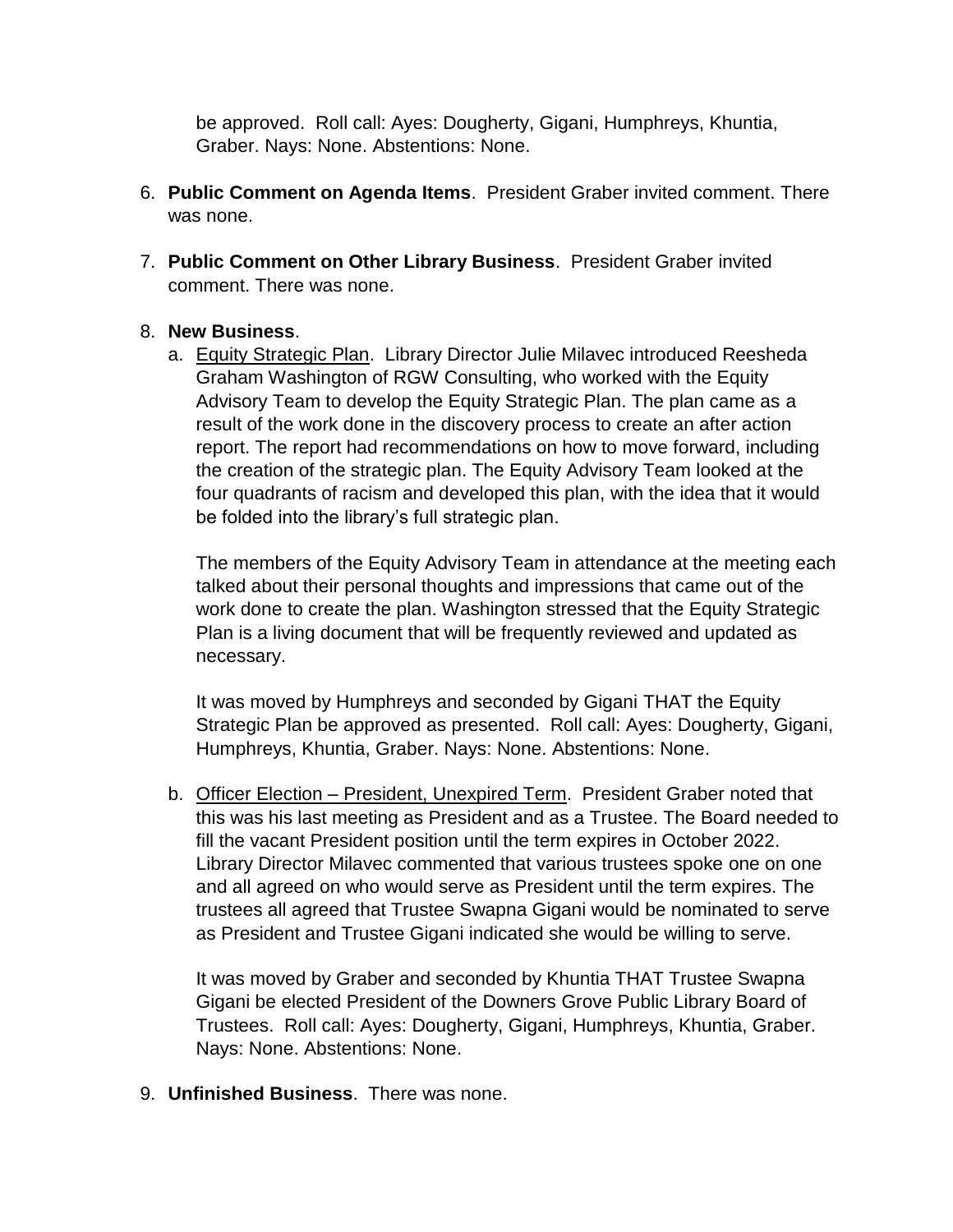be approved. Roll call: Ayes: Dougherty, Gigani, Humphreys, Khuntia, Graber. Nays: None. Abstentions: None.

6. **Public Comment on Agenda Items**. President Graber invited comment. There was none.

7. **Public Comment on Other Library Business**. President Graber invited comment. There was none.

8. **New Business**.

   a. Equity Strategic Plan. Library Director Julie Milavec introduced Reesheda Graham Washington of RGW Consulting, who worked with the Equity Advisory Team to develop the Equity Strategic Plan. The plan came as a result of the work done in the discovery process to create an after action report. The report had recommendations on how to move forward, including the creation of the strategic plan. The Equity Advisory Team looked at the four quadrants of racism and developed this plan, with the idea that it would be folded into the library's full strategic plan.

      The members of the Equity Advisory Team in attendance at the meeting each talked about their personal thoughts and impressions that came out of the work done to create the plan. Washington stressed that the Equity Strategic Plan is a living document that will be frequently reviewed and updated as necessary.

      It was moved by Humphreys and seconded by Gigani THAT the Equity Strategic Plan be approved as presented. Roll call: Ayes: Dougherty, Gigani, Humphreys, Khuntia, Graber. Nays: None. Abstentions: None.

   b. Officer Election – President, Unexpired Term. President Graber noted that this was his last meeting as President and as a Trustee. The Board needed to fill the vacant President position until the term expires in October 2022. Library Director Milavec commented that various trustees spoke one on one and all agreed on who would serve as President until the term expires. The trustees all agreed that Trustee Swapna Gigani would be nominated to serve as President and Trustee Gigani indicated she would be willing to serve.

      It was moved by Graber and seconded by Khuntia THAT Trustee Swapna Gigani be elected President of the Downers Grove Public Library Board of Trustees. Roll call: Ayes: Dougherty, Gigani, Humphreys, Khuntia, Graber. Nays: None. Abstentions: None.

9. **Unfinished Business**. There was none.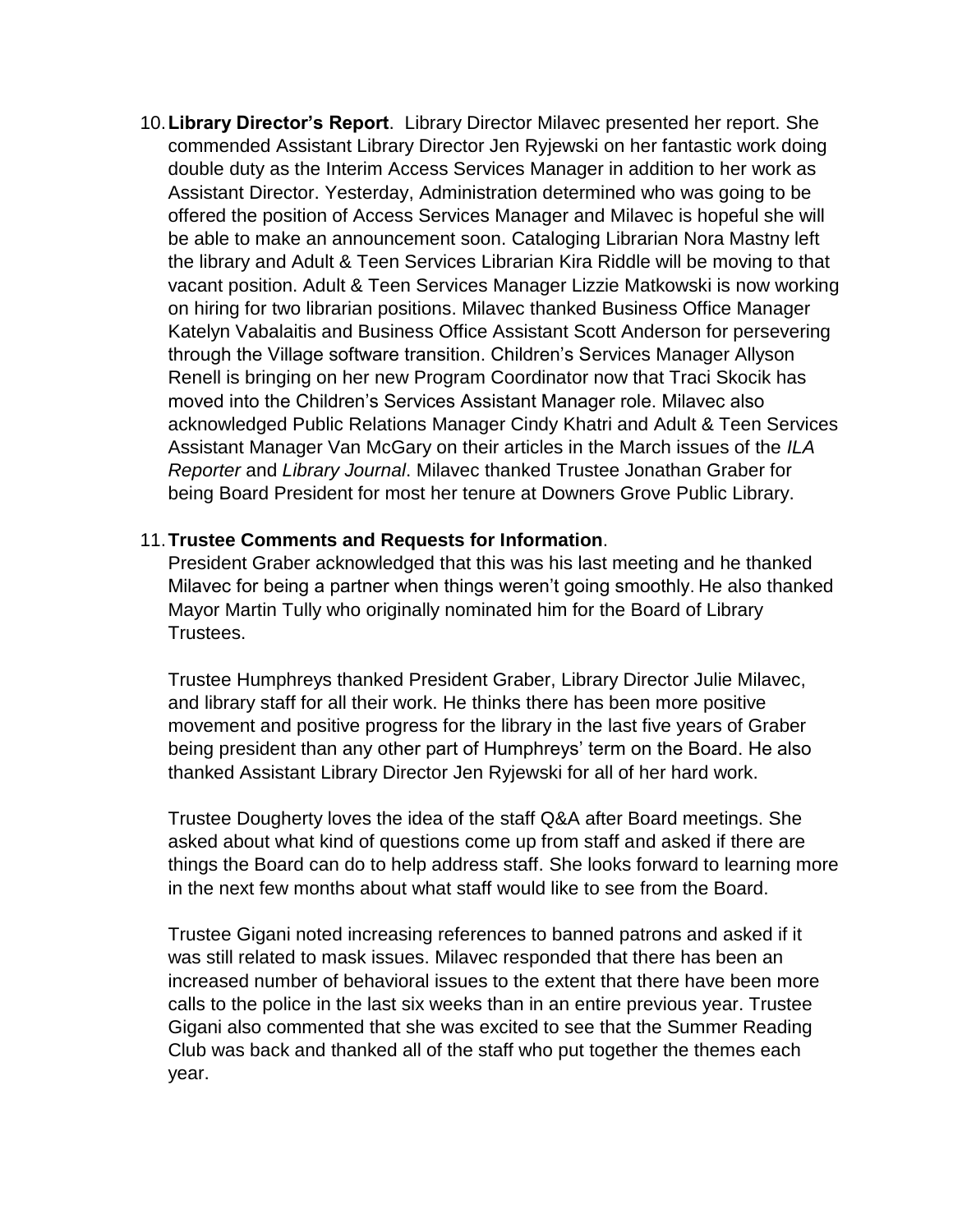10. **Library Director's Report**. Library Director Milavec presented her report. She commended Assistant Library Director Jen Ryjewski on her fantastic work doing double duty as the Interim Access Services Manager in addition to her work as Assistant Director. Yesterday, Administration determined who was going to be offered the position of Access Services Manager and Milavec is hopeful she will be able to make an announcement soon. Cataloging Librarian Nora Mastny left the library and Adult & Teen Services Librarian Kira Riddle will be moving to that vacant position. Adult & Teen Services Manager Lizzie Matkowski is now working on hiring for two librarian positions. Milavec thanked Business Office Manager Katelyn Vabalaitis and Business Office Assistant Scott Anderson for persevering through the Village software transition. Children's Services Manager Allyson Renell is bringing on her new Program Coordinator now that Traci Skocik has moved into the Children's Services Assistant Manager role. Milavec also acknowledged Public Relations Manager Cindy Khatri and Adult & Teen Services Assistant Manager Van McGary on their articles in the March issues of the *ILA Reporter* and *Library Journal*. Milavec thanked Trustee Jonathan Graber for being Board President for most her tenure at Downers Grove Public Library.

11. **Trustee Comments and Requests for Information**.
    President Graber acknowledged that this was his last meeting and he thanked Milavec for being a partner when things weren't going smoothly. He also thanked Mayor Martin Tully who originally nominated him for the Board of Library Trustees.

    Trustee Humphreys thanked President Graber, Library Director Julie Milavec, and library staff for all their work. He thinks there has been more positive movement and positive progress for the library in the last five years of Graber being president than any other part of Humphreys' term on the Board. He also thanked Assistant Library Director Jen Ryjewski for all of her hard work.

    Trustee Dougherty loves the idea of the staff Q&A after Board meetings. She asked about what kind of questions come up from staff and asked if there are things the Board can do to help address staff. She looks forward to learning more in the next few months about what staff would like to see from the Board.

    Trustee Gigani noted increasing references to banned patrons and asked if it was still related to mask issues. Milavec responded that there has been an increased number of behavioral issues to the extent that there have been more calls to the police in the last six weeks than in an entire previous year. Trustee Gigani also commented that she was excited to see that the Summer Reading Club was back and thanked all of the staff who put together the themes each year.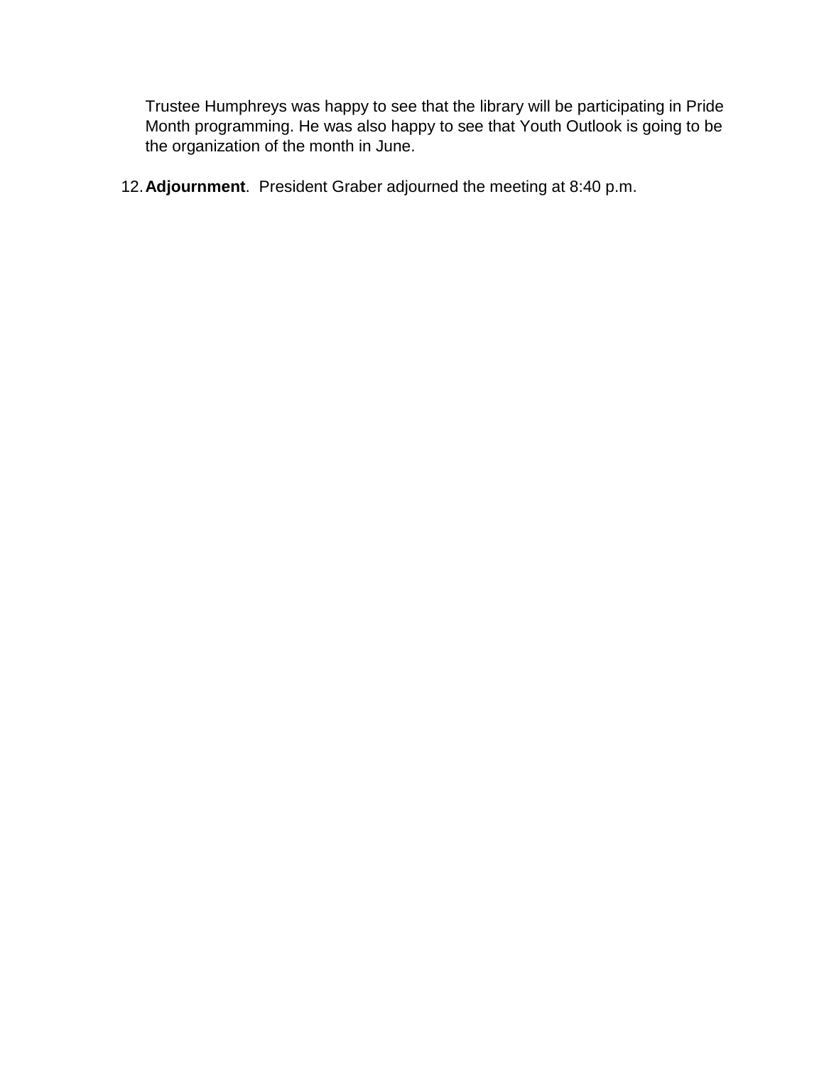Trustee Humphreys was happy to see that the library will be participating in Pride Month programming. He was also happy to see that Youth Outlook is going to be the organization of the month in June.

12. **Adjournment**. President Graber adjourned the meeting at 8:40 p.m.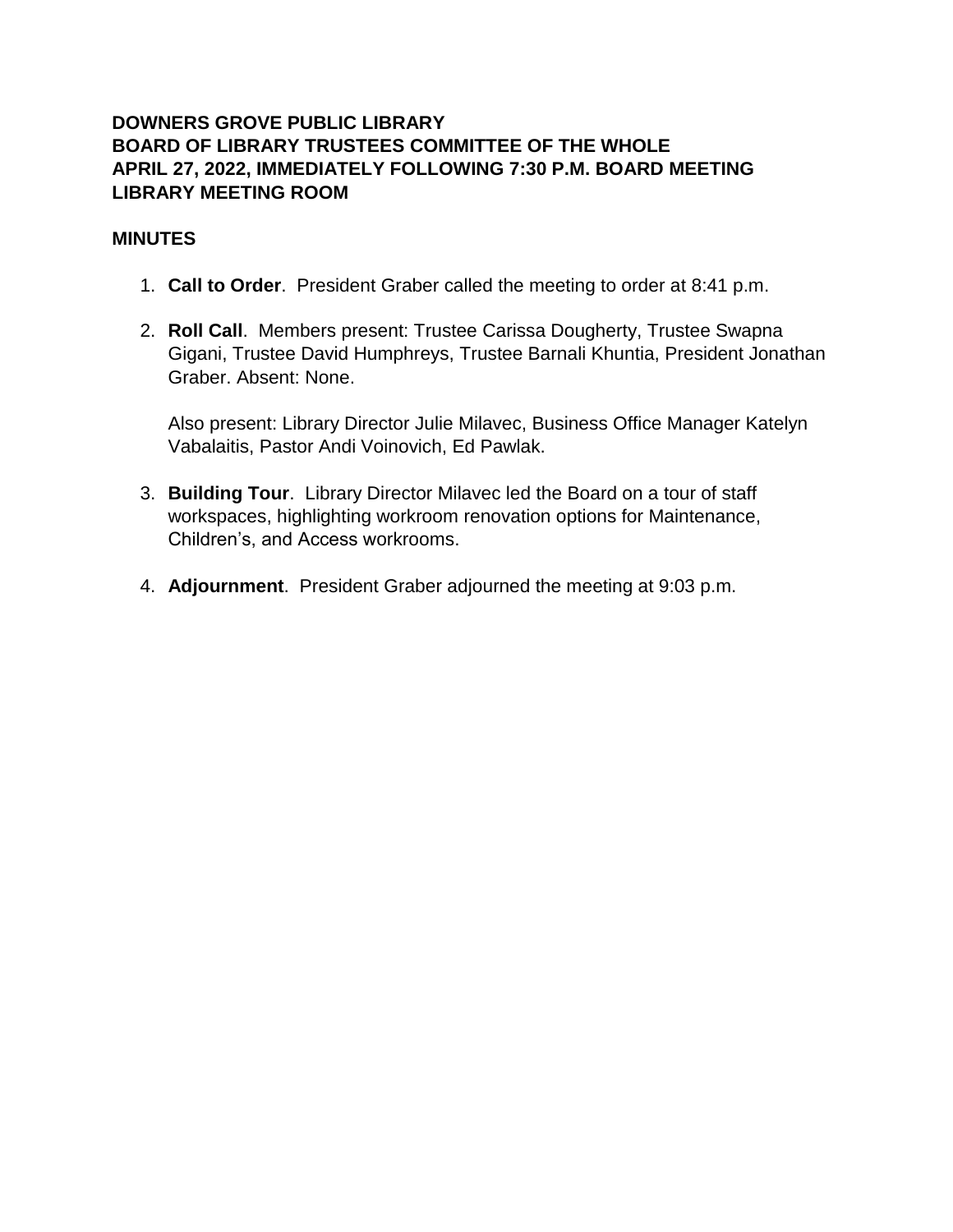**DOWNERS GROVE PUBLIC LIBRARY**
**BOARD OF LIBRARY TRUSTEES COMMITTEE OF THE WHOLE**
**APRIL 27, 2022, IMMEDIATELY FOLLOWING 7:30 P.M. BOARD MEETING**
**LIBRARY MEETING ROOM**

**MINUTES**

1. **Call to Order**. President Graber called the meeting to order at 8:41 p.m.

2. **Roll Call**. Members present: Trustee Carissa Dougherty, Trustee Swapna Gigani, Trustee David Humphreys, Trustee Barnali Khuntia, President Jonathan Graber. Absent: None.

   Also present: Library Director Julie Milavec, Business Office Manager Katelyn Vabalaitis, Pastor Andi Voinovich, Ed Pawlak.

3. **Building Tour**. Library Director Milavec led the Board on a tour of staff workspaces, highlighting workroom renovation options for Maintenance, Children's, and Access workrooms.

4. **Adjournment**. President Graber adjourned the meeting at 9:03 p.m.